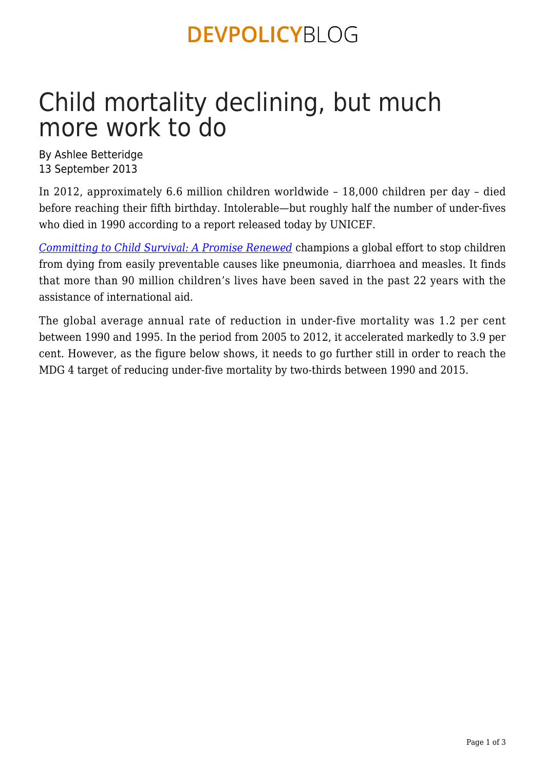DEVPOLICYBLOG

# Child mortality declining, but much more work to do

By Ashlee Betteridge
13 September 2013

In 2012, approximately 6.6 million children worldwide – 18,000 children per day – died before reaching their fifth birthday. Intolerable—but roughly half the number of under-fives who died in 1990 according to a report released today by UNICEF.

*Committing to Child Survival: A Promise Renewed* champions a global effort to stop children from dying from easily preventable causes like pneumonia, diarrhoea and measles. It finds that more than 90 million children's lives have been saved in the past 22 years with the assistance of international aid.

The global average annual rate of reduction in under-five mortality was 1.2 per cent between 1990 and 1995. In the period from 2005 to 2012, it accelerated markedly to 3.9 per cent. However, as the figure below shows, it needs to go further still in order to reach the MDG 4 target of reducing under-five mortality by two-thirds between 1990 and 2015.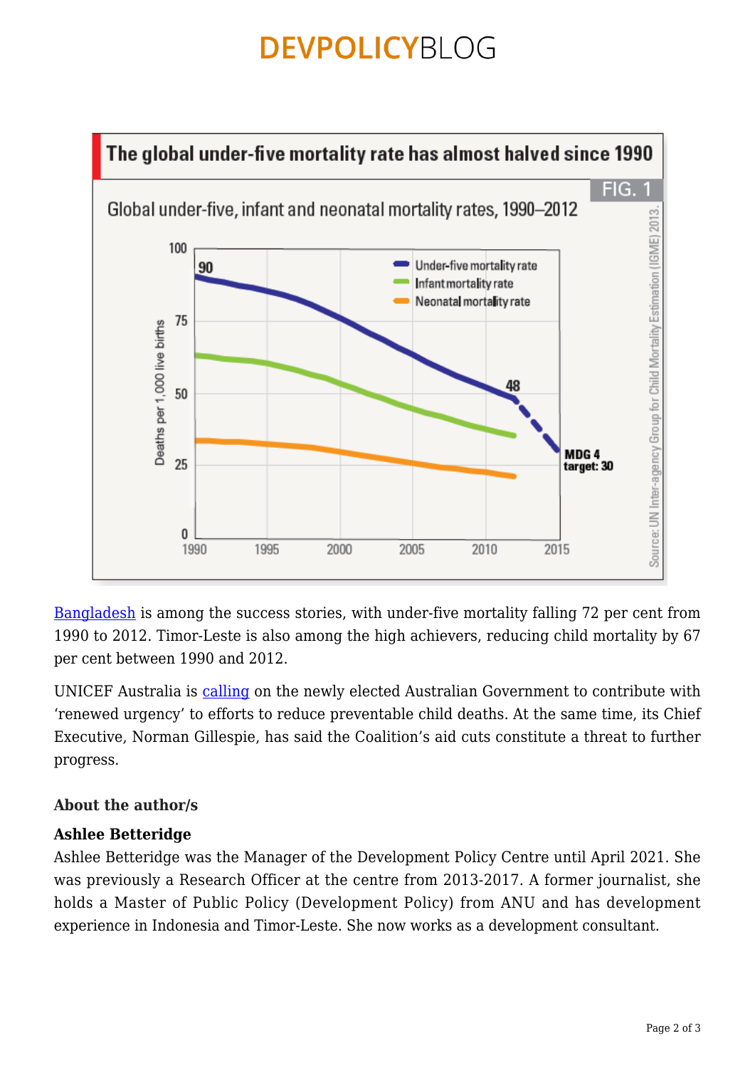The global under-five mortality rate has almost halved since 1990

FIG. 1

Global under-five, infant and neonatal mortality rates, 1990–2012

Source: UN Inter-agency Group for Child Mortality Estimation (IGME) 2013.

Bangladesh is among the success stories, with under-five mortality falling 72 per cent from 1990 to 2012. Timor-Leste is also among the high achievers, reducing child mortality by 67 per cent between 1990 and 2012.

UNICEF Australia is calling on the newly elected Australian Government to contribute with 'renewed urgency' to efforts to reduce preventable child deaths. At the same time, its Chief Executive, Norman Gillespie, has said the Coalition's aid cuts constitute a threat to further progress.

### About the author/s

**Ashlee Betteridge**
Ashlee Betteridge was the Manager of the Development Policy Centre until April 2021. She was previously a Research Officer at the centre from 2013-2017. A former journalist, she holds a Master of Public Policy (Development Policy) from ANU and has development experience in Indonesia and Timor-Leste. She now works as a development consultant.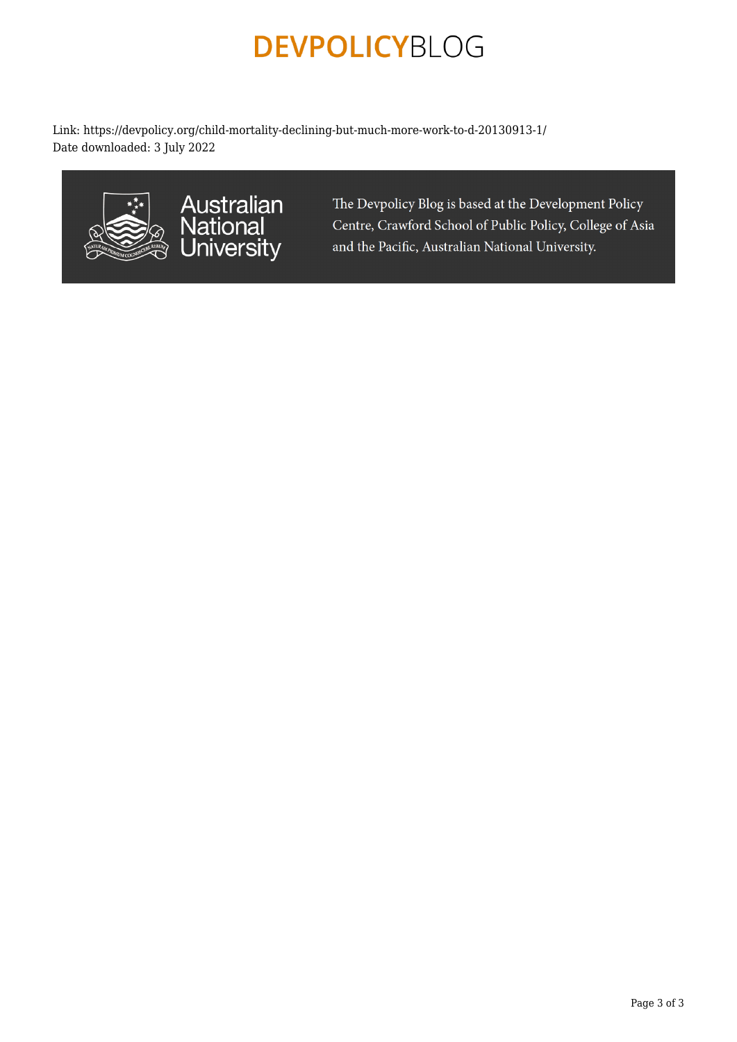Link: https://devpolicy.org/child-mortality-declining-but-much-more-work-to-d-20130913-1/
Date downloaded: 3 July 2022

Australian National University

The Devpolicy Blog is based at the Development Policy Centre, Crawford School of Public Policy, College of Asia and the Pacific, Australian National University.